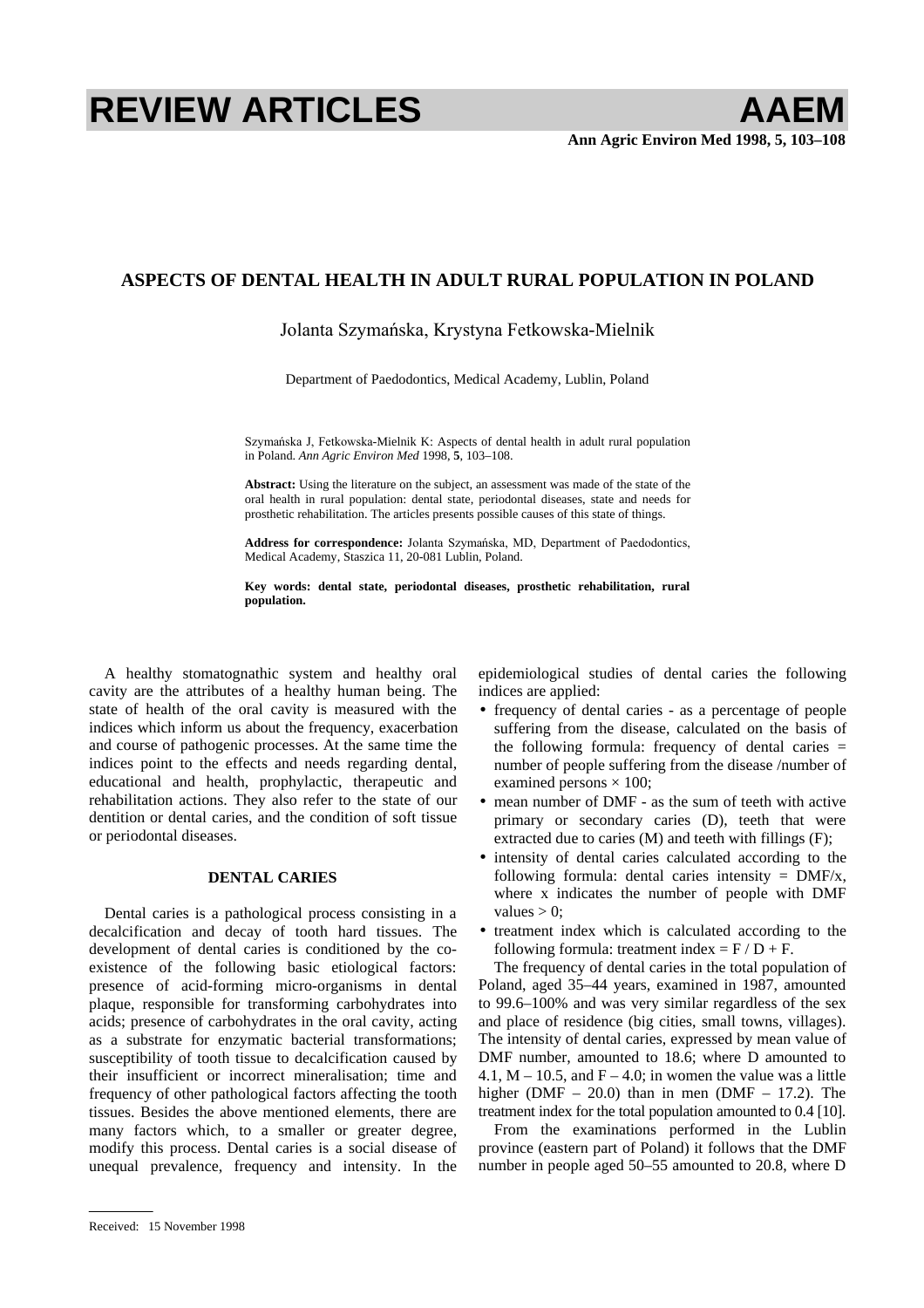# REVIEW ARTICLES

# ASPECTS OF DENTAL HEALTH IN ADULT RURAL POPULATION IN POLAND

Jolanta Szymańska, Krystyna Fetkowska-Mielnik

Department of Paedodontics, Medical Academy, Lublin, Poland

Szymańska J, Fetkowska-Mielnik K: Aspects of dental health in adult rural population in Poland. *Ann Agric Environ Med* 1998, **5**, 103–108.

**Abstract:** Using the literature on the subject, an assessment was made of the state of the oral health in rural population: dental state, periodontal diseases, state and needs for prosthetic rehabilitation. The articles presents possible causes of this state of things.

**Address for correspondence:** Jolanta Szymańska, MD, Department of Paedodontics, Medical Academy, Staszica 11, 20-081 Lublin, Poland.

**Key words: dental state, periodontal diseases, prosthetic rehabilitation, rural population.**

A healthy stomatognathic system and healthy oral cavity are the attributes of a healthy human being. The state of health of the oral cavity is measured with the indices which inform us about the frequency, exacerbation and course of pathogenic processes. At the same time the indices point to the effects and needs regarding dental, educational and health, prophylactic, therapeutic and rehabilitation actions. They also refer to the state of our dentition or dental caries, and the condition of soft tissue or periodontal diseases.

## DENTAL CARIES

Dental caries is a pathological process consisting in a decalcification and decay of tooth hard tissues. The development of dental caries is conditioned by the co-existence of the following basic etiological factors: presence of acid-forming micro-organisms in dental plaque, responsible for transforming carbohydrates into acids; presence of carbohydrates in the oral cavity, acting as a substrate for enzymatic bacterial transformations; susceptibility of tooth tissue to decalcification caused by their insufficient or incorrect mineralisation; time and frequency of other pathological factors affecting the tooth tissues. Besides the above mentioned elements, there are many factors which, to a smaller or greater degree, modify this process. Dental caries is a social disease of unequal prevalence, frequency and intensity. In the epidemiological studies of dental caries the following indices are applied:

- frequency of dental caries - as a percentage of people suffering from the disease, calculated on the basis of the following formula: frequency of dental caries = number of people suffering from the disease /number of examined persons × 100;
- mean number of DMF - as the sum of teeth with active primary or secondary caries (D), teeth that were extracted due to caries (M) and teeth with fillings (F);
- intensity of dental caries calculated according to the following formula: dental caries intensity = DMF/x, where x indicates the number of people with DMF values > 0;
- treatment index which is calculated according to the following formula: treatment index = F / D + F.

The frequency of dental caries in the total population of Poland, aged 35–44 years, examined in 1987, amounted to 99.6–100% and was very similar regardless of the sex and place of residence (big cities, small towns, villages). The intensity of dental caries, expressed by mean value of DMF number, amounted to 18.6; where D amounted to 4.1, M – 10.5, and F – 4.0; in women the value was a little higher (DMF – 20.0) than in men (DMF – 17.2). The treatment index for the total population amounted to 0.4 [10].

From the examinations performed in the Lublin province (eastern part of Poland) it follows that the DMF number in people aged 50–55 amounted to 20.8, where D

Received: 15 November 1998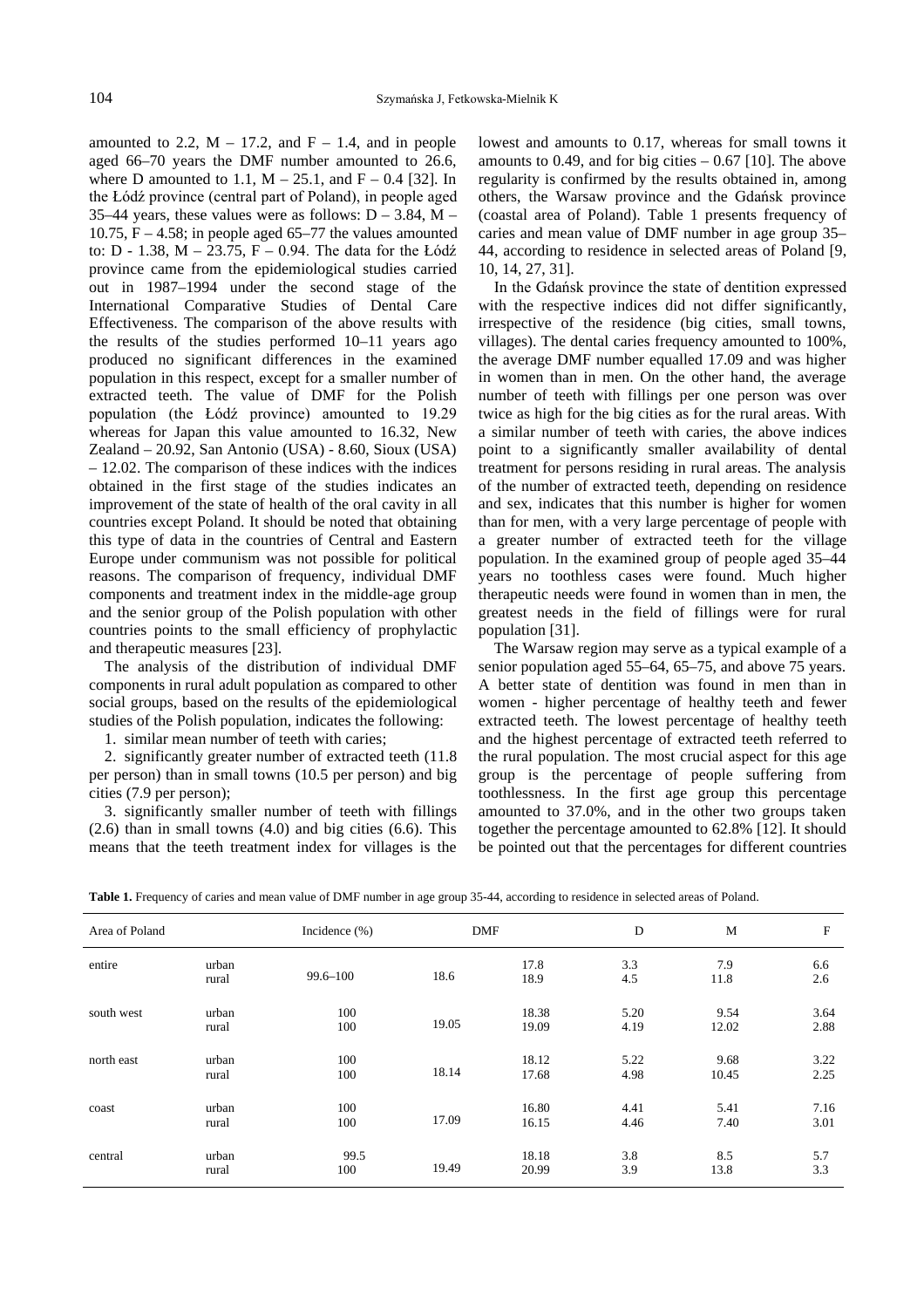amounted to 2.2, M – 17.2, and F – 1.4, and in people aged 66–70 years the DMF number amounted to 26.6, where D amounted to 1.1, M – 25.1, and F – 0.4 [32]. In the Łódź province (central part of Poland), in people aged 35–44 years, these values were as follows: D – 3.84, M – 10.75, F – 4.58; in people aged 65–77 the values amounted to: D - 1.38, M – 23.75, F – 0.94. The data for the Łódź province came from the epidemiological studies carried out in 1987–1994 under the second stage of the International Comparative Studies of Dental Care Effectiveness. The comparison of the above results with the results of the studies performed 10–11 years ago produced no significant differences in the examined population in this respect, except for a smaller number of extracted teeth. The value of DMF for the Polish population (the Łódź province) amounted to 19.29 whereas for Japan this value amounted to 16.32, New Zealand – 20.92, San Antonio (USA) - 8.60, Sioux (USA) – 12.02. The comparison of these indices with the indices obtained in the first stage of the studies indicates an improvement of the state of health of the oral cavity in all countries except Poland. It should be noted that obtaining this type of data in the countries of Central and Eastern Europe under communism was not possible for political reasons. The comparison of frequency, individual DMF components and treatment index in the middle-age group and the senior group of the Polish population with other countries points to the small efficiency of prophylactic and therapeutic measures [23].

The analysis of the distribution of individual DMF components in rural adult population as compared to other social groups, based on the results of the epidemiological studies of the Polish population, indicates the following:

1. similar mean number of teeth with caries;

2. significantly greater number of extracted teeth (11.8 per person) than in small towns (10.5 per person) and big cities (7.9 per person);

3. significantly smaller number of teeth with fillings (2.6) than in small towns (4.0) and big cities (6.6). This means that the teeth treatment index for villages is the lowest and amounts to 0.17, whereas for small towns it amounts to 0.49, and for big cities – 0.67 [10]. The above regularity is confirmed by the results obtained in, among others, the Warsaw province and the Gdańsk province (coastal area of Poland). Table 1 presents frequency of caries and mean value of DMF number in age group 35–44, according to residence in selected areas of Poland [9, 10, 14, 27, 31].

In the Gdańsk province the state of dentition expressed with the respective indices did not differ significantly, irrespective of the residence (big cities, small towns, villages). The dental caries frequency amounted to 100%, the average DMF number equalled 17.09 and was higher in women than in men. On the other hand, the average number of teeth with fillings per one person was over twice as high for the big cities as for the rural areas. With a similar number of teeth with caries, the above indices point to a significantly smaller availability of dental treatment for persons residing in rural areas. The analysis of the number of extracted teeth, depending on residence and sex, indicates that this number is higher for women than for men, with a very large percentage of people with a greater number of extracted teeth for the village population. In the examined group of people aged 35–44 years no toothless cases were found. Much higher therapeutic needs were found in women than in men, the greatest needs in the field of fillings were for rural population [31].

The Warsaw region may serve as a typical example of a senior population aged 55–64, 65–75, and above 75 years. A better state of dentition was found in men than in women - higher percentage of healthy teeth and fewer extracted teeth. The lowest percentage of healthy teeth and the highest percentage of extracted teeth referred to the rural population. The most crucial aspect for this age group is the percentage of people suffering from toothlessness. In the first age group this percentage amounted to 37.0%, and in the other two groups taken together the percentage amounted to 62.8% [12]. It should be pointed out that the percentages for different countries

**Table 1.** Frequency of caries and mean value of DMF number in age group 35-44, according to residence in selected areas of Poland.

| Area of Poland | | Incidence (%) | DMF | | D | M | F |
|---|---|---|---|---|---|---|---|
| entire | urban | 99.6–100 | 18.6 | 17.8 | 3.3 | 7.9 | 6.6 |
| | rural | | | 18.9 | 4.5 | 11.8 | 2.6 |
| south west | urban | 100 | 19.05 | 18.38 | 5.20 | 9.54 | 3.64 |
| | rural | 100 | | 19.09 | 4.19 | 12.02 | 2.88 |
| north east | urban | 100 | 18.14 | 18.12 | 5.22 | 9.68 | 3.22 |
| | rural | 100 | | 17.68 | 4.98 | 10.45 | 2.25 |
| coast | urban | 100 | 17.09 | 16.80 | 4.41 | 5.41 | 7.16 |
| | rural | 100 | | 16.15 | 4.46 | 7.40 | 3.01 |
| central | urban | 99.5 | 19.49 | 18.18 | 3.8 | 8.5 | 5.7 |
| | rural | 100 | | 20.99 | 3.9 | 13.8 | 3.3 |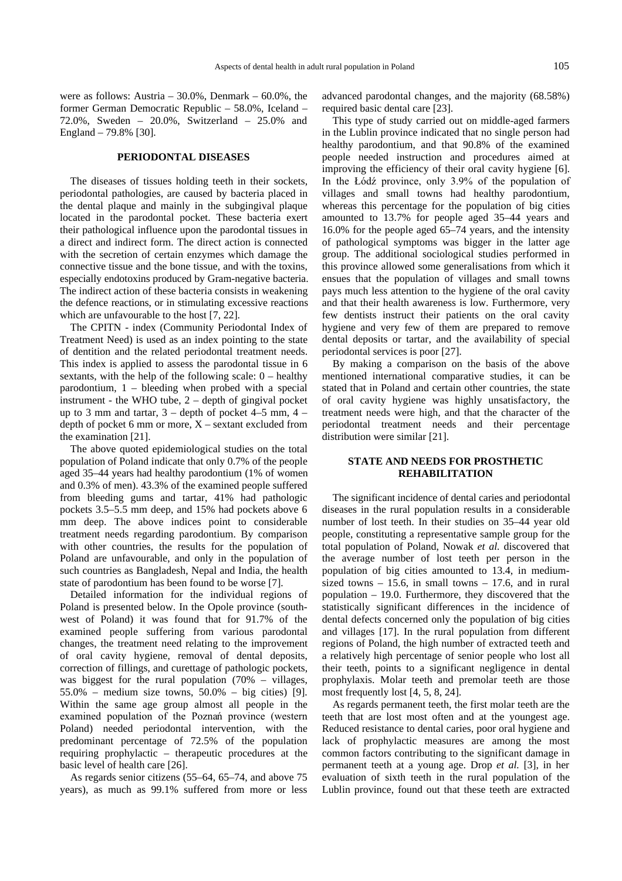were as follows: Austria – 30.0%, Denmark – 60.0%, the former German Democratic Republic – 58.0%, Iceland – 72.0%, Sweden – 20.0%, Switzerland – 25.0% and England – 79.8% [30].

## PERIODONTAL DISEASES

The diseases of tissues holding teeth in their sockets, periodontal pathologies, are caused by bacteria placed in the dental plaque and mainly in the subgingival plaque located in the parodontal pocket. These bacteria exert their pathological influence upon the parodontal tissues in a direct and indirect form. The direct action is connected with the secretion of certain enzymes which damage the connective tissue and the bone tissue, and with the toxins, especially endotoxins produced by Gram-negative bacteria. The indirect action of these bacteria consists in weakening the defence reactions, or in stimulating excessive reactions which are unfavourable to the host [7, 22].

The CPITN - index (Community Periodontal Index of Treatment Need) is used as an index pointing to the state of dentition and the related periodontal treatment needs. This index is applied to assess the parodontal tissue in 6 sextants, with the help of the following scale: 0 – healthy parodontium, 1 – bleeding when probed with a special instrument - the WHO tube, 2 – depth of gingival pocket up to 3 mm and tartar, 3 – depth of pocket 4–5 mm, 4 – depth of pocket 6 mm or more, X – sextant excluded from the examination [21].

The above quoted epidemiological studies on the total population of Poland indicate that only 0.7% of the people aged 35–44 years had healthy parodontium (1% of women and 0.3% of men). 43.3% of the examined people suffered from bleeding gums and tartar, 41% had pathologic pockets 3.5–5.5 mm deep, and 15% had pockets above 6 mm deep. The above indices point to considerable treatment needs regarding parodontium. By comparison with other countries, the results for the population of Poland are unfavourable, and only in the population of such countries as Bangladesh, Nepal and India, the health state of parodontium has been found to be worse [7].

Detailed information for the individual regions of Poland is presented below. In the Opole province (south-west of Poland) it was found that for 91.7% of the examined people suffering from various parodontal changes, the treatment need relating to the improvement of oral cavity hygiene, removal of dental deposits, correction of fillings, and curettage of pathologic pockets, was biggest for the rural population (70% – villages, 55.0% – medium size towns, 50.0% – big cities) [9]. Within the same age group almost all people in the examined population of the Poznań province (western Poland) needed periodontal intervention, with the predominant percentage of 72.5% of the population requiring prophylactic – therapeutic procedures at the basic level of health care [26].

As regards senior citizens (55–64, 65–74, and above 75 years), as much as 99.1% suffered from more or less advanced parodontal changes, and the majority (68.58%) required basic dental care [23].

This type of study carried out on middle-aged farmers in the Lublin province indicated that no single person had healthy parodontium, and that 90.8% of the examined people needed instruction and procedures aimed at improving the efficiency of their oral cavity hygiene [6]. In the Łódź province, only 3.9% of the population of villages and small towns had healthy parodontium, whereas this percentage for the population of big cities amounted to 13.7% for people aged 35–44 years and 16.0% for the people aged 65–74 years, and the intensity of pathological symptoms was bigger in the latter age group. The additional sociological studies performed in this province allowed some generalisations from which it ensues that the population of villages and small towns pays much less attention to the hygiene of the oral cavity and that their health awareness is low. Furthermore, very few dentists instruct their patients on the oral cavity hygiene and very few of them are prepared to remove dental deposits or tartar, and the availability of special periodontal services is poor [27].

By making a comparison on the basis of the above mentioned international comparative studies, it can be stated that in Poland and certain other countries, the state of oral cavity hygiene was highly unsatisfactory, the treatment needs were high, and that the character of the periodontal treatment needs and their percentage distribution were similar [21].

## STATE AND NEEDS FOR PROSTHETIC REHABILITATION

The significant incidence of dental caries and periodontal diseases in the rural population results in a considerable number of lost teeth. In their studies on 35–44 year old people, constituting a representative sample group for the total population of Poland, Nowak *et al.* discovered that the average number of lost teeth per person in the population of big cities amounted to 13.4, in medium-sized towns – 15.6, in small towns – 17.6, and in rural population – 19.0. Furthermore, they discovered that the statistically significant differences in the incidence of dental defects concerned only the population of big cities and villages [17]. In the rural population from different regions of Poland, the high number of extracted teeth and a relatively high percentage of senior people who lost all their teeth, points to a significant negligence in dental prophylaxis. Molar teeth and premolar teeth are those most frequently lost [4, 5, 8, 24].

As regards permanent teeth, the first molar teeth are the teeth that are lost most often and at the youngest age. Reduced resistance to dental caries, poor oral hygiene and lack of prophylactic measures are among the most common factors contributing to the significant damage in permanent teeth at a young age. Drop *et al.* [3], in her evaluation of sixth teeth in the rural population of the Lublin province, found out that these teeth are extracted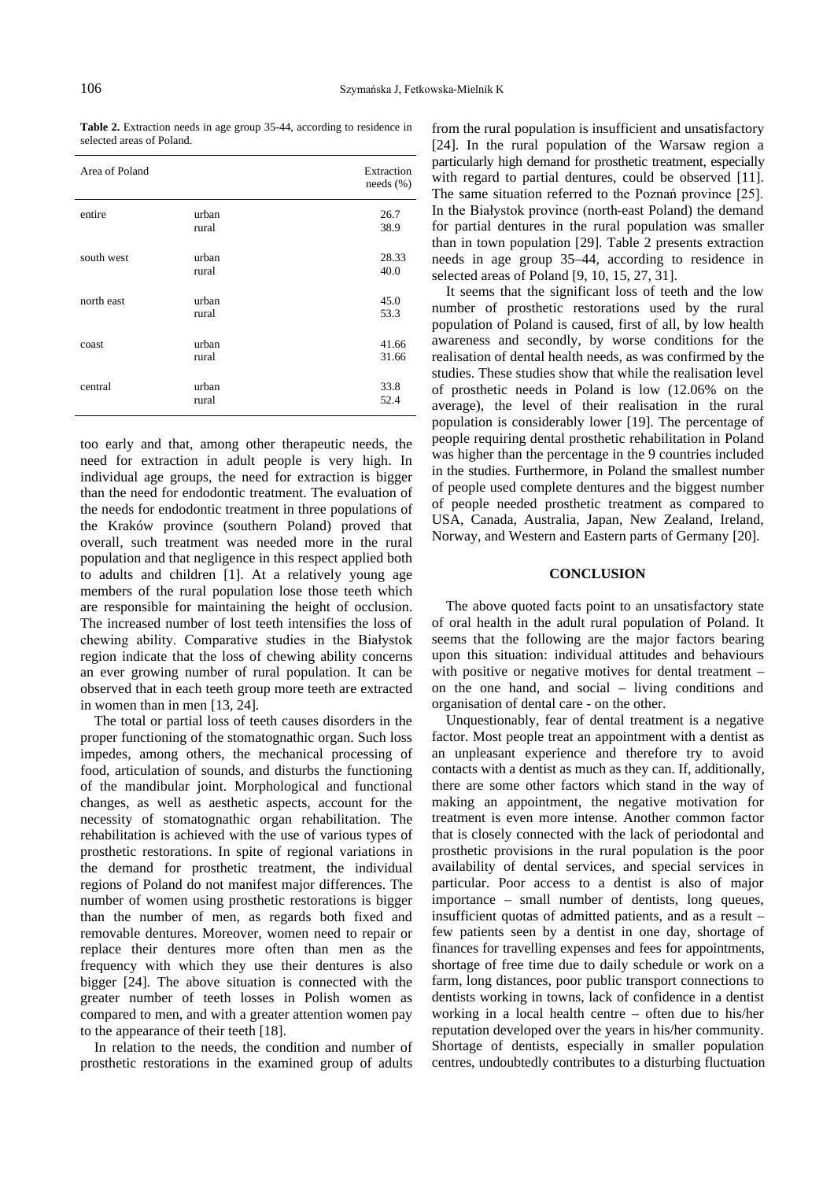**Table 2.** Extraction needs in age group 35-44, according to residence in selected areas of Poland.

| Area of Poland | | Extraction needs (%) |
|---|---|---|
| entire | urban | 26.7 |
| | rural | 38.9 |
| south west | urban | 28.33 |
| | rural | 40.0 |
| north east | urban | 45.0 |
| | rural | 53.3 |
| coast | urban | 41.66 |
| | rural | 31.66 |
| central | urban | 33.8 |
| | rural | 52.4 |

too early and that, among other therapeutic needs, the need for extraction in adult people is very high. In individual age groups, the need for extraction is bigger than the need for endodontic treatment. The evaluation of the needs for endodontic treatment in three populations of the Kraków province (southern Poland) proved that overall, such treatment was needed more in the rural population and that negligence in this respect applied both to adults and children [1]. At a relatively young age members of the rural population lose those teeth which are responsible for maintaining the height of occlusion. The increased number of lost teeth intensifies the loss of chewing ability. Comparative studies in the Białystok region indicate that the loss of chewing ability concerns an ever growing number of rural population. It can be observed that in each teeth group more teeth are extracted in women than in men [13, 24].

The total or partial loss of teeth causes disorders in the proper functioning of the stomatognathic organ. Such loss impedes, among others, the mechanical processing of food, articulation of sounds, and disturbs the functioning of the mandibular joint. Morphological and functional changes, as well as aesthetic aspects, account for the necessity of stomatognathic organ rehabilitation. The rehabilitation is achieved with the use of various types of prosthetic restorations. In spite of regional variations in the demand for prosthetic treatment, the individual regions of Poland do not manifest major differences. The number of women using prosthetic restorations is bigger than the number of men, as regards both fixed and removable dentures. Moreover, women need to repair or replace their dentures more often than men as the frequency with which they use their dentures is also bigger [24]. The above situation is connected with the greater number of teeth losses in Polish women as compared to men, and with a greater attention women pay to the appearance of their teeth [18].

In relation to the needs, the condition and number of prosthetic restorations in the examined group of adults from the rural population is insufficient and unsatisfactory [24]. In the rural population of the Warsaw region a particularly high demand for prosthetic treatment, especially with regard to partial dentures, could be observed [11]. The same situation referred to the Poznań province [25]. In the Białystok province (north-east Poland) the demand for partial dentures in the rural population was smaller than in town population [29]. Table 2 presents extraction needs in age group 35–44, according to residence in selected areas of Poland [9, 10, 15, 27, 31].

It seems that the significant loss of teeth and the low number of prosthetic restorations used by the rural population of Poland is caused, first of all, by low health awareness and secondly, by worse conditions for the realisation of dental health needs, as was confirmed by the studies. These studies show that while the realisation level of prosthetic needs in Poland is low (12.06% on the average), the level of their realisation in the rural population is considerably lower [19]. The percentage of people requiring dental prosthetic rehabilitation in Poland was higher than the percentage in the 9 countries included in the studies. Furthermore, in Poland the smallest number of people used complete dentures and the biggest number of people needed prosthetic treatment as compared to USA, Canada, Australia, Japan, New Zealand, Ireland, Norway, and Western and Eastern parts of Germany [20].

## CONCLUSION

The above quoted facts point to an unsatisfactory state of oral health in the adult rural population of Poland. It seems that the following are the major factors bearing upon this situation: individual attitudes and behaviours with positive or negative motives for dental treatment – on the one hand, and social – living conditions and organisation of dental care - on the other.

Unquestionably, fear of dental treatment is a negative factor. Most people treat an appointment with a dentist as an unpleasant experience and therefore try to avoid contacts with a dentist as much as they can. If, additionally, there are some other factors which stand in the way of making an appointment, the negative motivation for treatment is even more intense. Another common factor that is closely connected with the lack of periodontal and prosthetic provisions in the rural population is the poor availability of dental services, and special services in particular. Poor access to a dentist is also of major importance – small number of dentists, long queues, insufficient quotas of admitted patients, and as a result – few patients seen by a dentist in one day, shortage of finances for travelling expenses and fees for appointments, shortage of free time due to daily schedule or work on a farm, long distances, poor public transport connections to dentists working in towns, lack of confidence in a dentist working in a local health centre – often due to his/her reputation developed over the years in his/her community. Shortage of dentists, especially in smaller population centres, undoubtedly contributes to a disturbing fluctuation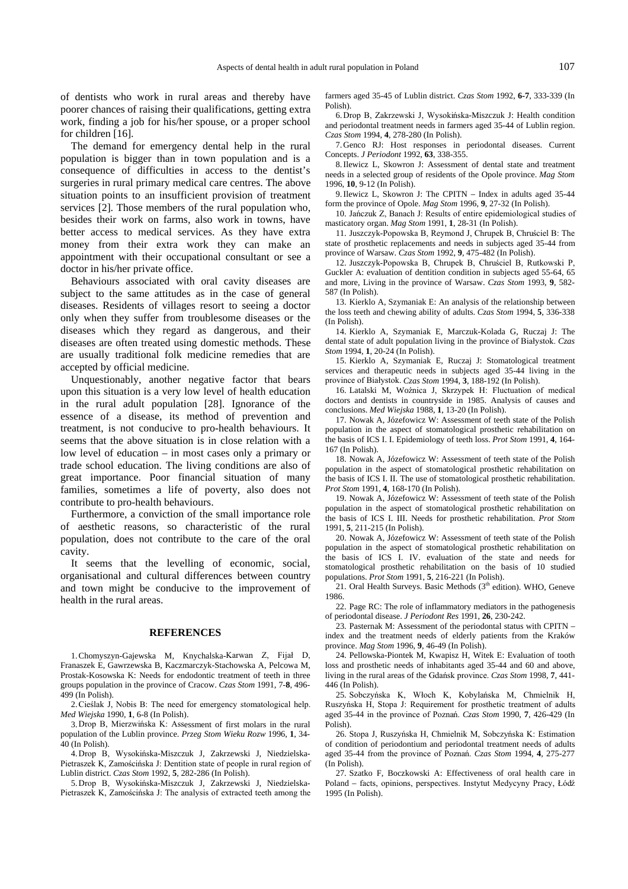of dentists who work in rural areas and thereby have poorer chances of raising their qualifications, getting extra work, finding a job for his/her spouse, or a proper school for children [16].

The demand for emergency dental help in the rural population is bigger than in town population and is a consequence of difficulties in access to the dentist's surgeries in rural primary medical care centres. The above situation points to an insufficient provision of treatment services [2]. Those members of the rural population who, besides their work on farms, also work in towns, have better access to medical services. As they have extra money from their extra work they can make an appointment with their occupational consultant or see a doctor in his/her private office.

Behaviours associated with oral cavity diseases are subject to the same attitudes as in the case of general diseases. Residents of villages resort to seeing a doctor only when they suffer from troublesome diseases or the diseases which they regard as dangerous, and their diseases are often treated using domestic methods. These are usually traditional folk medicine remedies that are accepted by official medicine.

Unquestionably, another negative factor that bears upon this situation is a very low level of health education in the rural adult population [28]. Ignorance of the essence of a disease, its method of prevention and treatment, is not conducive to pro-health behaviours. It seems that the above situation is in close relation with a low level of education – in most cases only a primary or trade school education. The living conditions are also of great importance. Poor financial situation of many families, sometimes a life of poverty, also does not contribute to pro-health behaviours.

Furthermore, a conviction of the small importance role of aesthetic reasons, so characteristic of the rural population, does not contribute to the care of the oral cavity.

It seems that the levelling of economic, social, organisational and cultural differences between country and town might be conducive to the improvement of health in the rural areas.

## REFERENCES

1. Chomyszyn-Gajewska M, Knychalska-Karwan Z, Fijał D, Franaszek E, Gawrzewska B, Kaczmarczyk-Stachowska A, Pelcowa M, Prostak-Kosowska K: Needs for endodontic treatment of teeth in three groups population in the province of Cracow. *Czas Stom* 1991, 7-**8**, 496-499 (In Polish).

2. Cieślak J, Nobis B: The need for emergency stomatological help. *Med Wiejska* 1990, **1**, 6-8 (In Polish).

3. Drop B, Mierzwińska K: Assessment of first molars in the rural population of the Lublin province. *Przeg Stom Wieku Rozw* 1996, **1**, 34-40 (In Polish).

4. Drop B, Wysokińska-Miszczuk J, Zakrzewski J, Niedzielska-Pietraszek K, Zamościńska J: Dentition state of people in rural region of Lublin district. *Czas Stom* 1992, **5**, 282-286 (In Polish).

5. Drop B, Wysokińska-Miszczuk J, Zakrzewski J, Niedzielska-Pietraszek K, Zamościńska J: The analysis of extracted teeth among the farmers aged 35-45 of Lublin district. *Czas Stom* 1992, **6-7**, 333-339 (In Polish).

6. Drop B, Zakrzewski J, Wysokińska-Miszczuk J: Health condition and periodontal treatment needs in farmers aged 35-44 of Lublin region. *Czas Stom* 1994, **4**, 278-280 (In Polish).

7. Genco RJ: Host responses in periodontal diseases. Current Concepts. *J Periodont* 1992, **63**, 338-355.

8. Ilewicz L, Skowron J: Assessment of dental state and treatment needs in a selected group of residents of the Opole province. *Mag Stom* 1996, **10**, 9-12 (In Polish).

9. Ilewicz L, Skowron J: The CPITN – Index in adults aged 35-44 form the province of Opole. *Mag Stom* 1996, **9**, 27-32 (In Polish).

10. Jańczuk Z, Banach J: Results of entire epidemiological studies of masticatory organ. *Mag Stom* 1991, **1**, 28-31 (In Polish).

11. Juszczyk-Popowska B, Reymond J, Chrupek B, Chruściel B: The state of prosthetic replacements and needs in subjects aged 35-44 from province of Warsaw. *Czas Stom* 1992, **9**, 475-482 (In Polish).

12. Juszczyk-Popowska B, Chrupek B, Chruściel B, Rutkowski P, Guckler A: evaluation of dentition condition in subjects aged 55-64, 65 and more, Living in the province of Warsaw. *Czas Stom* 1993, **9**, 582-587 (In Polish).

13. Kierklo A, Szymaniak E: An analysis of the relationship between the loss teeth and chewing ability of adults. *Czas Stom* 1994, **5**, 336-338 (In Polish).

14. Kierklo A, Szymaniak E, Marczuk-Kolada G, Ruczaj J: The dental state of adult population living in the province of Białystok. *Czas Stom* 1994, **1**, 20-24 (In Polish).

15. Kierklo A, Szymaniak E, Ruczaj J: Stomatological treatment services and therapeutic needs in subjects aged 35-44 living in the province of Białystok. *Czas Stom* 1994, **3**, 188-192 (In Polish).

16. Latalski M, Woźnica J, Skrzypek H: Fluctuation of medical doctors and dentists in countryside in 1985. Analysis of causes and conclusions. *Med Wiejska* 1988, **1**, 13-20 (In Polish).

17. Nowak A, Józefowicz W: Assessment of teeth state of the Polish population in the aspect of stomatological prosthetic rehabilitation on the basis of ICS I. I. Epidemiology of teeth loss. *Prot Stom* 1991, **4**, 164-167 (In Polish).

18. Nowak A, Józefowicz W: Assessment of teeth state of the Polish population in the aspect of stomatological prosthetic rehabilitation on the basis of ICS I. II. The use of stomatological prosthetic rehabilitation. *Prot Stom* 1991, **4**, 168-170 (In Polish).

19. Nowak A, Józefowicz W: Assessment of teeth state of the Polish population in the aspect of stomatological prosthetic rehabilitation on the basis of ICS I. III. Needs for prosthetic rehabilitation. *Prot Stom* 1991, **5**, 211-215 (In Polish).

20. Nowak A, Józefowicz W: Assessment of teeth state of the Polish population in the aspect of stomatological prosthetic rehabilitation on the basis of ICS I. IV. evaluation of the state and needs for stomatological prosthetic rehabilitation on the basis of 10 studied populations. *Prot Stom* 1991, **5**, 216-221 (In Polish).

21. Oral Health Surveys. Basic Methods (3[th] edition). WHO, Geneve 1986.

22. Page RC: The role of inflammatory mediators in the pathogenesis of periodontal disease. *J Periodont Res* 1991, **26**, 230-242.

23. Pasternak M: Assessment of the periodontal status with CPITN – index and the treatment needs of elderly patients from the Kraków province. *Mag Stom* 1996, **9**, 46-49 (In Polish).

24. Pellowska-Piontek M, Kwapisz H, Witek E: Evaluation of tooth loss and prosthetic needs of inhabitants aged 35-44 and 60 and above, living in the rural areas of the Gdańsk province. *Czas Stom* 1998, **7**, 441-446 (In Polish).

25. Sobczyńska K, Włoch K, Kobylańska M, Chmielnik H, Ruszyńska H, Stopa J: Requirement for prosthetic treatment of adults aged 35-44 in the province of Poznań. *Czas Stom* 1990, **7**, 426-429 (In Polish).

26. Stopa J, Ruszyńska H, Chmielnik M, Sobczyńska K: Estimation of condition of periodontium and periodontal treatment needs of adults aged 35-44 from the province of Poznań. *Czas Stom* 1994, **4**, 275-277 (In Polish).

27. Szatko F, Boczkowski A: Effectiveness of oral health care in Poland – facts, opinions, perspectives. Instytut Medycyny Pracy, Łódź 1995 (In Polish).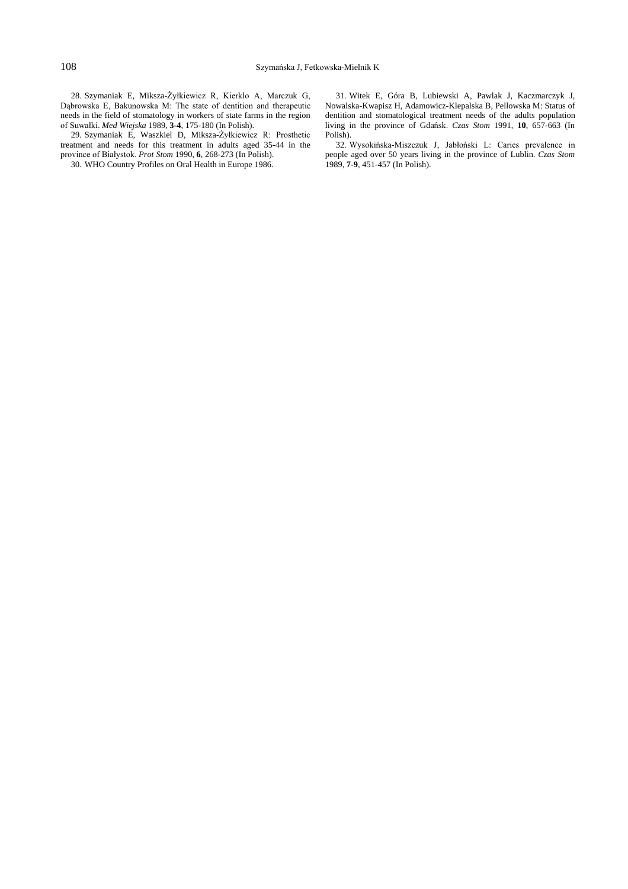28. Szymaniak E, Miksza-Żyłkiewicz R, Kierklo A, Marczuk G, Dąbrowska E, Bakunowska M: The state of dentition and therapeutic needs in the field of stomatology in workers of state farms in the region of Suwałki. *Med Wiejska* 1989, **3-4**, 175-180 (In Polish).

29. Szymaniak E, Waszkiel D, Miksza-Żyłkiewicz R: Prosthetic treatment and needs for this treatment in adults aged 35-44 in the province of Białystok. *Prot Stom* 1990, **6**, 268-273 (In Polish).

30. WHO Country Profiles on Oral Health in Europe 1986.

31. Witek E, Góra B, Lubiewski A, Pawlak J, Kaczmarczyk J, Nowalska-Kwapisz H, Adamowicz-Klepalska B, Pellowska M: Status of dentition and stomatological treatment needs of the adults population living in the province of Gdańsk. *Czas Stom* 1991, **10**, 657-663 (In Polish).

32. Wysokińska-Miszczuk J, Jabłoński L: Caries prevalence in people aged over 50 years living in the province of Lublin. *Czas Stom* 1989, **7-9**, 451-457 (In Polish).